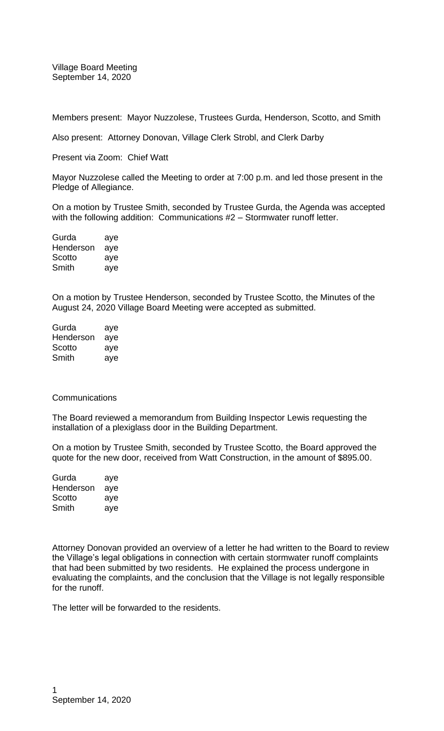Village Board Meeting
September 14, 2020

Members present: Mayor Nuzzolese, Trustees Gurda, Henderson, Scotto, and Smith

Also present: Attorney Donovan, Village Clerk Strobl, and Clerk Darby

Present via Zoom: Chief Watt

Mayor Nuzzolese called the Meeting to order at 7:00 p.m. and led those present in the Pledge of Allegiance.

On a motion by Trustee Smith, seconded by Trustee Gurda, the Agenda was accepted with the following addition: Communications #2 – Stormwater runoff letter.

| | |
|---|---|
| Gurda | aye |
| Henderson | aye |
| Scotto | aye |
| Smith | aye |

On a motion by Trustee Henderson, seconded by Trustee Scotto, the Minutes of the August 24, 2020 Village Board Meeting were accepted as submitted.

| | |
|---|---|
| Gurda | aye |
| Henderson | aye |
| Scotto | aye |
| Smith | aye |

Communications

The Board reviewed a memorandum from Building Inspector Lewis requesting the installation of a plexiglass door in the Building Department.

On a motion by Trustee Smith, seconded by Trustee Scotto, the Board approved the quote for the new door, received from Watt Construction, in the amount of $895.00.

| | |
|---|---|
| Gurda | aye |
| Henderson | aye |
| Scotto | aye |
| Smith | aye |

Attorney Donovan provided an overview of a letter he had written to the Board to review the Village's legal obligations in connection with certain stormwater runoff complaints that had been submitted by two residents. He explained the process undergone in evaluating the complaints, and the conclusion that the Village is not legally responsible for the runoff.

The letter will be forwarded to the residents.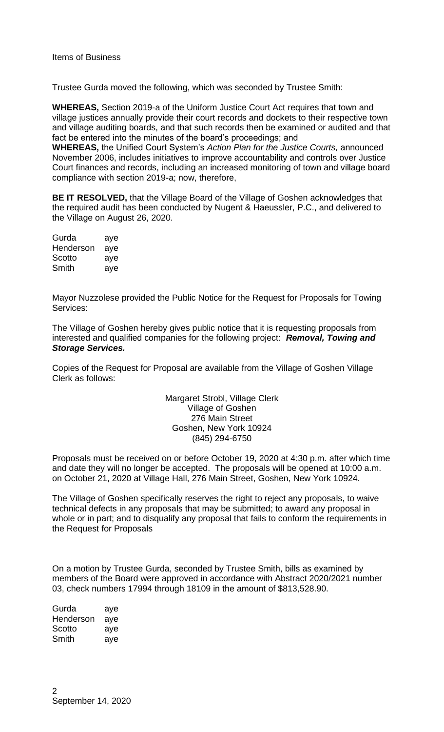Items of Business

Trustee Gurda moved the following, which was seconded by Trustee Smith:

**WHEREAS,** Section 2019-a of the Uniform Justice Court Act requires that town and village justices annually provide their court records and dockets to their respective town and village auditing boards, and that such records then be examined or audited and that fact be entered into the minutes of the board's proceedings; and

**WHEREAS,** the Unified Court System's *Action Plan for the Justice Courts,* announced November 2006, includes initiatives to improve accountability and controls over Justice Court finances and records, including an increased monitoring of town and village board compliance with section 2019-a; now, therefore,

**BE IT RESOLVED,** that the Village Board of the Village of Goshen acknowledges that the required audit has been conducted by Nugent & Haeussler, P.C., and delivered to the Village on August 26, 2020.

| | |
|---|---|
| Gurda | aye |
| Henderson | aye |
| Scotto | aye |
| Smith | aye |

Mayor Nuzzolese provided the Public Notice for the Request for Proposals for Towing Services:

The Village of Goshen hereby gives public notice that it is requesting proposals from interested and qualified companies for the following project: ***Removal, Towing and Storage Services.***

Copies of the Request for Proposal are available from the Village of Goshen Village Clerk as follows:

Margaret Strobl, Village Clerk
Village of Goshen
276 Main Street
Goshen, New York 10924
(845) 294-6750

Proposals must be received on or before October 19, 2020 at 4:30 p.m. after which time and date they will no longer be accepted. The proposals will be opened at 10:00 a.m. on October 21, 2020 at Village Hall, 276 Main Street, Goshen, New York 10924.

The Village of Goshen specifically reserves the right to reject any proposals, to waive technical defects in any proposals that may be submitted; to award any proposal in whole or in part; and to disqualify any proposal that fails to conform the requirements in the Request for Proposals

On a motion by Trustee Gurda, seconded by Trustee Smith, bills as examined by members of the Board were approved in accordance with Abstract 2020/2021 number 03, check numbers 17994 through 18109 in the amount of $813,528.90.

| | |
|---|---|
| Gurda | aye |
| Henderson | aye |
| Scotto | aye |
| Smith | aye |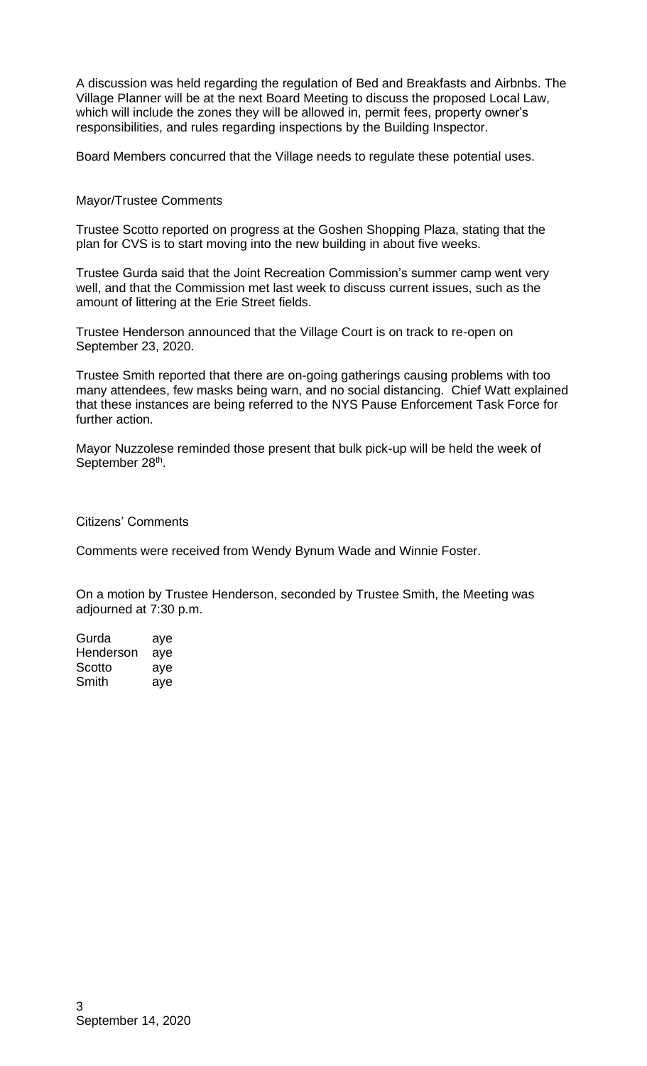A discussion was held regarding the regulation of Bed and Breakfasts and Airbnbs. The Village Planner will be at the next Board Meeting to discuss the proposed Local Law, which will include the zones they will be allowed in, permit fees, property owner's responsibilities, and rules regarding inspections by the Building Inspector.

Board Members concurred that the Village needs to regulate these potential uses.

Mayor/Trustee Comments

Trustee Scotto reported on progress at the Goshen Shopping Plaza, stating that the plan for CVS is to start moving into the new building in about five weeks.

Trustee Gurda said that the Joint Recreation Commission's summer camp went very well, and that the Commission met last week to discuss current issues, such as the amount of littering at the Erie Street fields.

Trustee Henderson announced that the Village Court is on track to re-open on September 23, 2020.

Trustee Smith reported that there are on-going gatherings causing problems with too many attendees, few masks being warn, and no social distancing. Chief Watt explained that these instances are being referred to the NYS Pause Enforcement Task Force for further action.

Mayor Nuzzolese reminded those present that bulk pick-up will be held the week of September 28th.

Citizens' Comments

Comments were received from Wendy Bynum Wade and Winnie Foster.

On a motion by Trustee Henderson, seconded by Trustee Smith, the Meeting was adjourned at 7:30 p.m.

| | |
|---|---|
| Gurda | aye |
| Henderson | aye |
| Scotto | aye |
| Smith | aye |